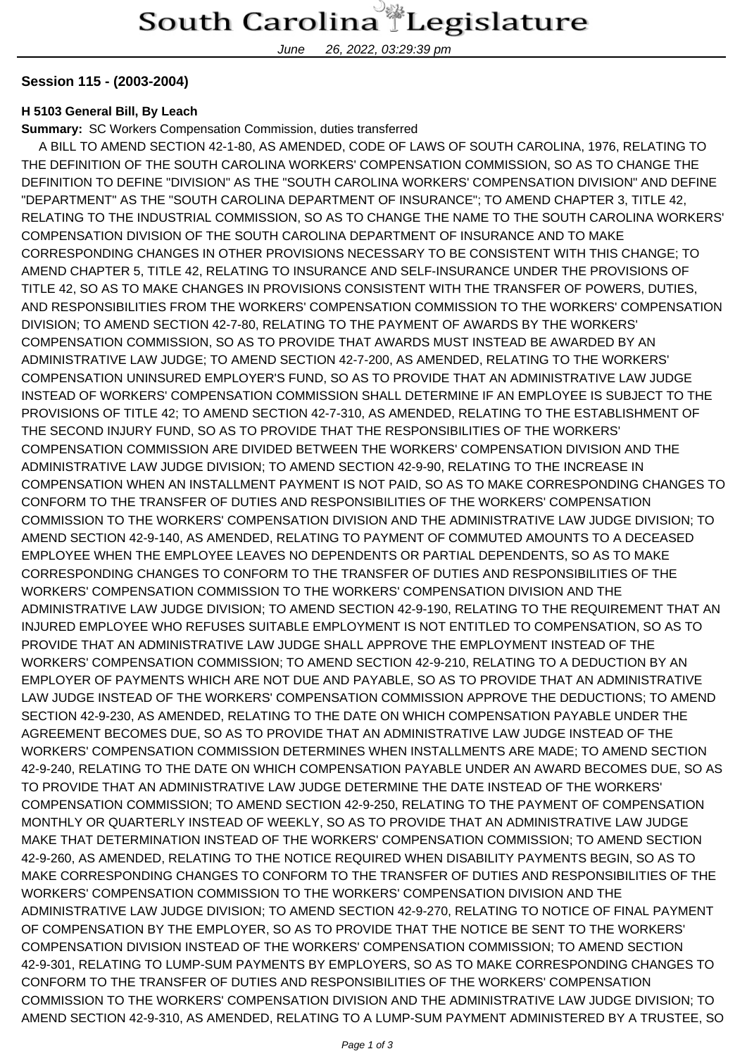# South Carolina Legislature

June 26, 2022, 03:29:39 pm

**Session 115 - (2003-2004)**

**H 5103 General Bill, By Leach**

**Summary:** SC Workers Compensation Commission, duties transferred

A BILL TO AMEND SECTION 42-1-80, AS AMENDED, CODE OF LAWS OF SOUTH CAROLINA, 1976, RELATING TO THE DEFINITION OF THE SOUTH CAROLINA WORKERS' COMPENSATION COMMISSION, SO AS TO CHANGE THE DEFINITION TO DEFINE "DIVISION" AS THE "SOUTH CAROLINA WORKERS' COMPENSATION DIVISION" AND DEFINE "DEPARTMENT" AS THE "SOUTH CAROLINA DEPARTMENT OF INSURANCE"; TO AMEND CHAPTER 3, TITLE 42, RELATING TO THE INDUSTRIAL COMMISSION, SO AS TO CHANGE THE NAME TO THE SOUTH CAROLINA WORKERS' COMPENSATION DIVISION OF THE SOUTH CAROLINA DEPARTMENT OF INSURANCE AND TO MAKE CORRESPONDING CHANGES IN OTHER PROVISIONS NECESSARY TO BE CONSISTENT WITH THIS CHANGE; TO AMEND CHAPTER 5, TITLE 42, RELATING TO INSURANCE AND SELF-INSURANCE UNDER THE PROVISIONS OF TITLE 42, SO AS TO MAKE CHANGES IN PROVISIONS CONSISTENT WITH THE TRANSFER OF POWERS, DUTIES, AND RESPONSIBILITIES FROM THE WORKERS' COMPENSATION COMMISSION TO THE WORKERS' COMPENSATION DIVISION; TO AMEND SECTION 42-7-80, RELATING TO THE PAYMENT OF AWARDS BY THE WORKERS' COMPENSATION COMMISSION, SO AS TO PROVIDE THAT AWARDS MUST INSTEAD BE AWARDED BY AN ADMINISTRATIVE LAW JUDGE; TO AMEND SECTION 42-7-200, AS AMENDED, RELATING TO THE WORKERS' COMPENSATION UNINSURED EMPLOYER'S FUND, SO AS TO PROVIDE THAT AN ADMINISTRATIVE LAW JUDGE INSTEAD OF WORKERS' COMPENSATION COMMISSION SHALL DETERMINE IF AN EMPLOYEE IS SUBJECT TO THE PROVISIONS OF TITLE 42; TO AMEND SECTION 42-7-310, AS AMENDED, RELATING TO THE ESTABLISHMENT OF THE SECOND INJURY FUND, SO AS TO PROVIDE THAT THE RESPONSIBILITIES OF THE WORKERS' COMPENSATION COMMISSION ARE DIVIDED BETWEEN THE WORKERS' COMPENSATION DIVISION AND THE ADMINISTRATIVE LAW JUDGE DIVISION; TO AMEND SECTION 42-9-90, RELATING TO THE INCREASE IN COMPENSATION WHEN AN INSTALLMENT PAYMENT IS NOT PAID, SO AS TO MAKE CORRESPONDING CHANGES TO CONFORM TO THE TRANSFER OF DUTIES AND RESPONSIBILITIES OF THE WORKERS' COMPENSATION COMMISSION TO THE WORKERS' COMPENSATION DIVISION AND THE ADMINISTRATIVE LAW JUDGE DIVISION; TO AMEND SECTION 42-9-140, AS AMENDED, RELATING TO PAYMENT OF COMMUTED AMOUNTS TO A DECEASED EMPLOYEE WHEN THE EMPLOYEE LEAVES NO DEPENDENTS OR PARTIAL DEPENDENTS, SO AS TO MAKE CORRESPONDING CHANGES TO CONFORM TO THE TRANSFER OF DUTIES AND RESPONSIBILITIES OF THE WORKERS' COMPENSATION COMMISSION TO THE WORKERS' COMPENSATION DIVISION AND THE ADMINISTRATIVE LAW JUDGE DIVISION; TO AMEND SECTION 42-9-190, RELATING TO THE REQUIREMENT THAT AN INJURED EMPLOYEE WHO REFUSES SUITABLE EMPLOYMENT IS NOT ENTITLED TO COMPENSATION, SO AS TO PROVIDE THAT AN ADMINISTRATIVE LAW JUDGE SHALL APPROVE THE EMPLOYMENT INSTEAD OF THE WORKERS' COMPENSATION COMMISSION; TO AMEND SECTION 42-9-210, RELATING TO A DEDUCTION BY AN EMPLOYER OF PAYMENTS WHICH ARE NOT DUE AND PAYABLE, SO AS TO PROVIDE THAT AN ADMINISTRATIVE LAW JUDGE INSTEAD OF THE WORKERS' COMPENSATION COMMISSION APPROVE THE DEDUCTIONS; TO AMEND SECTION 42-9-230, AS AMENDED, RELATING TO THE DATE ON WHICH COMPENSATION PAYABLE UNDER THE AGREEMENT BECOMES DUE, SO AS TO PROVIDE THAT AN ADMINISTRATIVE LAW JUDGE INSTEAD OF THE WORKERS' COMPENSATION COMMISSION DETERMINES WHEN INSTALLMENTS ARE MADE; TO AMEND SECTION 42-9-240, RELATING TO THE DATE ON WHICH COMPENSATION PAYABLE UNDER AN AWARD BECOMES DUE, SO AS TO PROVIDE THAT AN ADMINISTRATIVE LAW JUDGE DETERMINE THE DATE INSTEAD OF THE WORKERS' COMPENSATION COMMISSION; TO AMEND SECTION 42-9-250, RELATING TO THE PAYMENT OF COMPENSATION MONTHLY OR QUARTERLY INSTEAD OF WEEKLY, SO AS TO PROVIDE THAT AN ADMINISTRATIVE LAW JUDGE MAKE THAT DETERMINATION INSTEAD OF THE WORKERS' COMPENSATION COMMISSION; TO AMEND SECTION 42-9-260, AS AMENDED, RELATING TO THE NOTICE REQUIRED WHEN DISABILITY PAYMENTS BEGIN, SO AS TO MAKE CORRESPONDING CHANGES TO CONFORM TO THE TRANSFER OF DUTIES AND RESPONSIBILITIES OF THE WORKERS' COMPENSATION COMMISSION TO THE WORKERS' COMPENSATION DIVISION AND THE ADMINISTRATIVE LAW JUDGE DIVISION; TO AMEND SECTION 42-9-270, RELATING TO NOTICE OF FINAL PAYMENT OF COMPENSATION BY THE EMPLOYER, SO AS TO PROVIDE THAT THE NOTICE BE SENT TO THE WORKERS' COMPENSATION DIVISION INSTEAD OF THE WORKERS' COMPENSATION COMMISSION; TO AMEND SECTION 42-9-301, RELATING TO LUMP-SUM PAYMENTS BY EMPLOYERS, SO AS TO MAKE CORRESPONDING CHANGES TO CONFORM TO THE TRANSFER OF DUTIES AND RESPONSIBILITIES OF THE WORKERS' COMPENSATION COMMISSION TO THE WORKERS' COMPENSATION DIVISION AND THE ADMINISTRATIVE LAW JUDGE DIVISION; TO AMEND SECTION 42-9-310, AS AMENDED, RELATING TO A LUMP-SUM PAYMENT ADMINISTERED BY A TRUSTEE, SO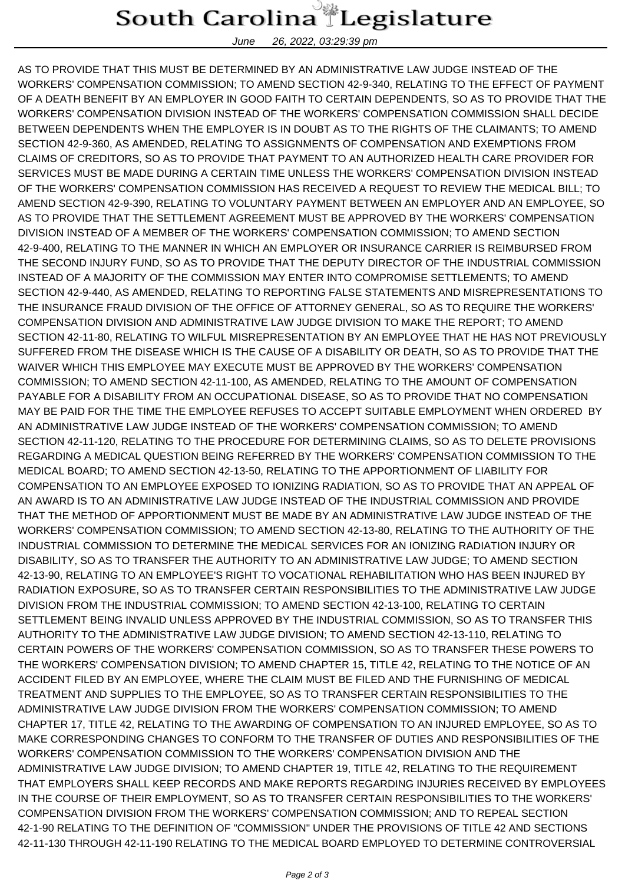AS TO PROVIDE THAT THIS MUST BE DETERMINED BY AN ADMINISTRATIVE LAW JUDGE INSTEAD OF THE WORKERS' COMPENSATION COMMISSION; TO AMEND SECTION 42-9-340, RELATING TO THE EFFECT OF PAYMENT OF A DEATH BENEFIT BY AN EMPLOYER IN GOOD FAITH TO CERTAIN DEPENDENTS, SO AS TO PROVIDE THAT THE WORKERS' COMPENSATION DIVISION INSTEAD OF THE WORKERS' COMPENSATION COMMISSION SHALL DECIDE BETWEEN DEPENDENTS WHEN THE EMPLOYER IS IN DOUBT AS TO THE RIGHTS OF THE CLAIMANTS; TO AMEND SECTION 42-9-360, AS AMENDED, RELATING TO ASSIGNMENTS OF COMPENSATION AND EXEMPTIONS FROM CLAIMS OF CREDITORS, SO AS TO PROVIDE THAT PAYMENT TO AN AUTHORIZED HEALTH CARE PROVIDER FOR SERVICES MUST BE MADE DURING A CERTAIN TIME UNLESS THE WORKERS' COMPENSATION DIVISION INSTEAD OF THE WORKERS' COMPENSATION COMMISSION HAS RECEIVED A REQUEST TO REVIEW THE MEDICAL BILL; TO AMEND SECTION 42-9-390, RELATING TO VOLUNTARY PAYMENT BETWEEN AN EMPLOYER AND AN EMPLOYEE, SO AS TO PROVIDE THAT THE SETTLEMENT AGREEMENT MUST BE APPROVED BY THE WORKERS' COMPENSATION DIVISION INSTEAD OF A MEMBER OF THE WORKERS' COMPENSATION COMMISSION; TO AMEND SECTION 42-9-400, RELATING TO THE MANNER IN WHICH AN EMPLOYER OR INSURANCE CARRIER IS REIMBURSED FROM THE SECOND INJURY FUND, SO AS TO PROVIDE THAT THE DEPUTY DIRECTOR OF THE INDUSTRIAL COMMISSION INSTEAD OF A MAJORITY OF THE COMMISSION MAY ENTER INTO COMPROMISE SETTLEMENTS; TO AMEND SECTION 42-9-440, AS AMENDED, RELATING TO REPORTING FALSE STATEMENTS AND MISREPRESENTATIONS TO THE INSURANCE FRAUD DIVISION OF THE OFFICE OF ATTORNEY GENERAL, SO AS TO REQUIRE THE WORKERS' COMPENSATION DIVISION AND ADMINISTRATIVE LAW JUDGE DIVISION TO MAKE THE REPORT; TO AMEND SECTION 42-11-80, RELATING TO WILFUL MISREPRESENTATION BY AN EMPLOYEE THAT HE HAS NOT PREVIOUSLY SUFFERED FROM THE DISEASE WHICH IS THE CAUSE OF A DISABILITY OR DEATH, SO AS TO PROVIDE THAT THE WAIVER WHICH THIS EMPLOYEE MAY EXECUTE MUST BE APPROVED BY THE WORKERS' COMPENSATION COMMISSION; TO AMEND SECTION 42-11-100, AS AMENDED, RELATING TO THE AMOUNT OF COMPENSATION PAYABLE FOR A DISABILITY FROM AN OCCUPATIONAL DISEASE, SO AS TO PROVIDE THAT NO COMPENSATION MAY BE PAID FOR THE TIME THE EMPLOYEE REFUSES TO ACCEPT SUITABLE EMPLOYMENT WHEN ORDERED BY AN ADMINISTRATIVE LAW JUDGE INSTEAD OF THE WORKERS' COMPENSATION COMMISSION; TO AMEND SECTION 42-11-120, RELATING TO THE PROCEDURE FOR DETERMINING CLAIMS, SO AS TO DELETE PROVISIONS REGARDING A MEDICAL QUESTION BEING REFERRED BY THE WORKERS' COMPENSATION COMMISSION TO THE MEDICAL BOARD; TO AMEND SECTION 42-13-50, RELATING TO THE APPORTIONMENT OF LIABILITY FOR COMPENSATION TO AN EMPLOYEE EXPOSED TO IONIZING RADIATION, SO AS TO PROVIDE THAT AN APPEAL OF AN AWARD IS TO AN ADMINISTRATIVE LAW JUDGE INSTEAD OF THE INDUSTRIAL COMMISSION AND PROVIDE THAT THE METHOD OF APPORTIONMENT MUST BE MADE BY AN ADMINISTRATIVE LAW JUDGE INSTEAD OF THE WORKERS' COMPENSATION COMMISSION; TO AMEND SECTION 42-13-80, RELATING TO THE AUTHORITY OF THE INDUSTRIAL COMMISSION TO DETERMINE THE MEDICAL SERVICES FOR AN IONIZING RADIATION INJURY OR DISABILITY, SO AS TO TRANSFER THE AUTHORITY TO AN ADMINISTRATIVE LAW JUDGE; TO AMEND SECTION 42-13-90, RELATING TO AN EMPLOYEE'S RIGHT TO VOCATIONAL REHABILITATION WHO HAS BEEN INJURED BY RADIATION EXPOSURE, SO AS TO TRANSFER CERTAIN RESPONSIBILITIES TO THE ADMINISTRATIVE LAW JUDGE DIVISION FROM THE INDUSTRIAL COMMISSION; TO AMEND SECTION 42-13-100, RELATING TO CERTAIN SETTLEMENT BEING INVALID UNLESS APPROVED BY THE INDUSTRIAL COMMISSION, SO AS TO TRANSFER THIS AUTHORITY TO THE ADMINISTRATIVE LAW JUDGE DIVISION; TO AMEND SECTION 42-13-110, RELATING TO CERTAIN POWERS OF THE WORKERS' COMPENSATION COMMISSION, SO AS TO TRANSFER THESE POWERS TO THE WORKERS' COMPENSATION DIVISION; TO AMEND CHAPTER 15, TITLE 42, RELATING TO THE NOTICE OF AN ACCIDENT FILED BY AN EMPLOYEE, WHERE THE CLAIM MUST BE FILED AND THE FURNISHING OF MEDICAL TREATMENT AND SUPPLIES TO THE EMPLOYEE, SO AS TO TRANSFER CERTAIN RESPONSIBILITIES TO THE ADMINISTRATIVE LAW JUDGE DIVISION FROM THE WORKERS' COMPENSATION COMMISSION; TO AMEND CHAPTER 17, TITLE 42, RELATING TO THE AWARDING OF COMPENSATION TO AN INJURED EMPLOYEE, SO AS TO MAKE CORRESPONDING CHANGES TO CONFORM TO THE TRANSFER OF DUTIES AND RESPONSIBILITIES OF THE WORKERS' COMPENSATION COMMISSION TO THE WORKERS' COMPENSATION DIVISION AND THE ADMINISTRATIVE LAW JUDGE DIVISION; TO AMEND CHAPTER 19, TITLE 42, RELATING TO THE REQUIREMENT THAT EMPLOYERS SHALL KEEP RECORDS AND MAKE REPORTS REGARDING INJURIES RECEIVED BY EMPLOYEES IN THE COURSE OF THEIR EMPLOYMENT, SO AS TO TRANSFER CERTAIN RESPONSIBILITIES TO THE WORKERS' COMPENSATION DIVISION FROM THE WORKERS' COMPENSATION COMMISSION; AND TO REPEAL SECTION 42-1-90 RELATING TO THE DEFINITION OF "COMMISSION" UNDER THE PROVISIONS OF TITLE 42 AND SECTIONS 42-11-130 THROUGH 42-11-190 RELATING TO THE MEDICAL BOARD EMPLOYED TO DETERMINE CONTROVERSIAL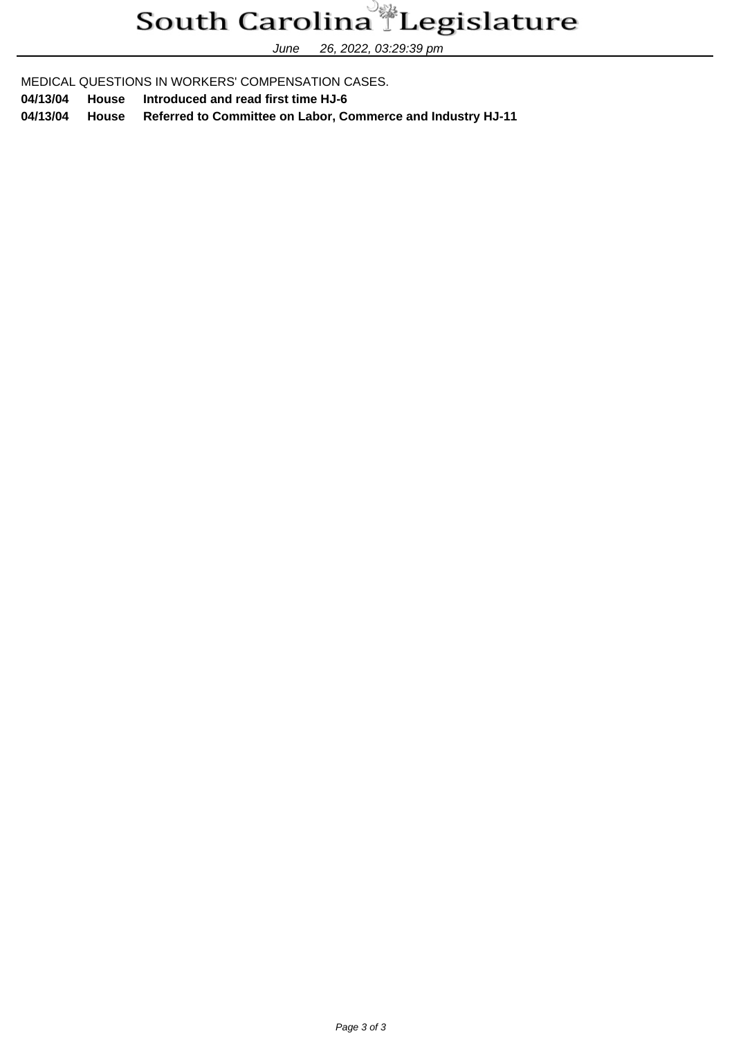MEDICAL QUESTIONS IN WORKERS' COMPENSATION CASES.

**04/13/04 House Introduced and read first time HJ-6**

**04/13/04 House Referred to Committee on Labor, Commerce and Industry HJ-11**